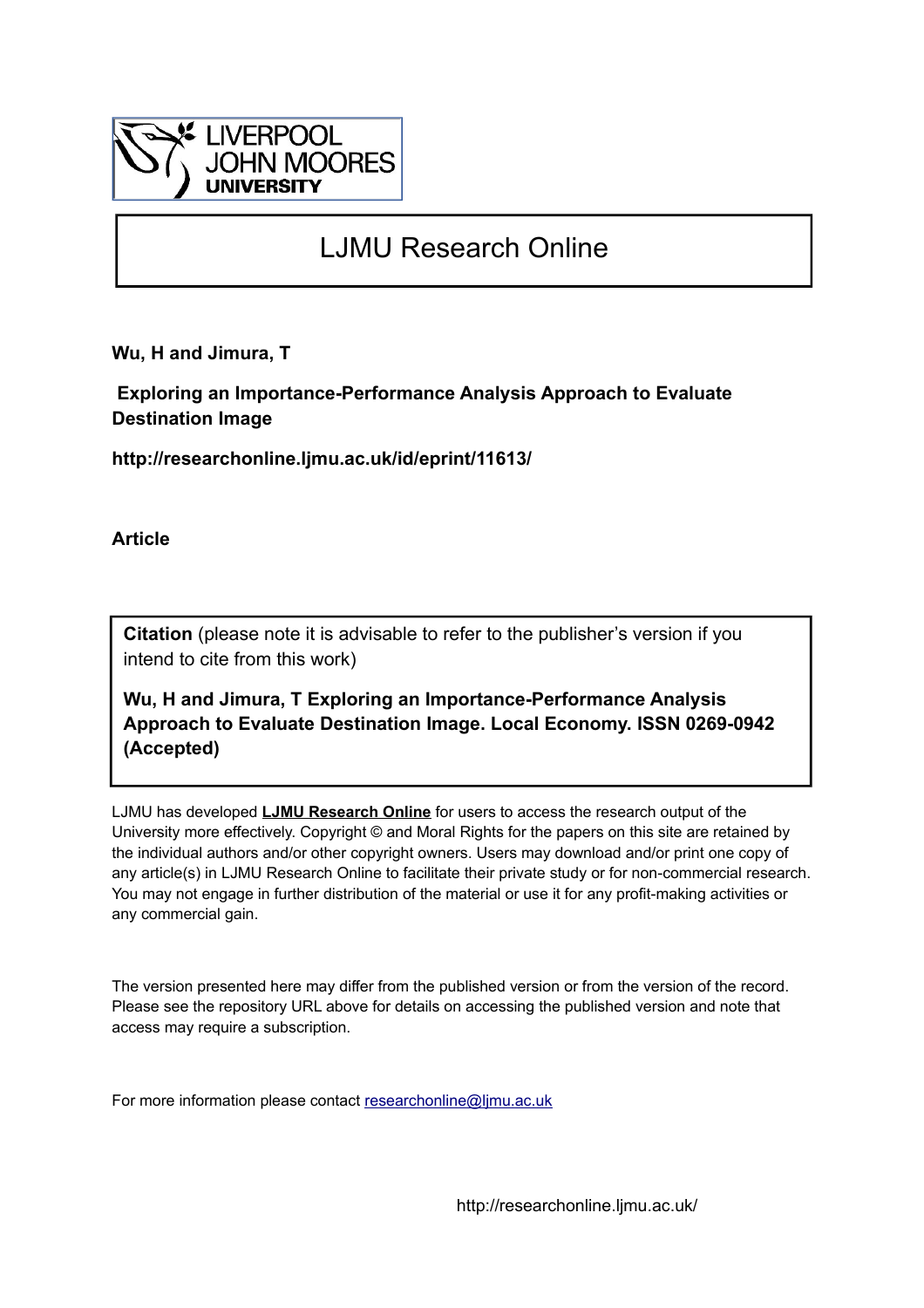LIVERPOOL JOHN MOORES UNIVERSITY

# LJMU Research Online

**Wu, H and Jimura, T**

**Exploring an Importance-Performance Analysis Approach to Evaluate Destination Image**

**http://researchonline.ljmu.ac.uk/id/eprint/11613/**

**Article**

**Citation** (please note it is advisable to refer to the publisher's version if you intend to cite from this work)

**Wu, H and Jimura, T Exploring an Importance-Performance Analysis Approach to Evaluate Destination Image. Local Economy. ISSN 0269-0942 (Accepted)**

LJMU has developed **LJMU Research Online** for users to access the research output of the University more effectively. Copyright © and Moral Rights for the papers on this site are retained by the individual authors and/or other copyright owners. Users may download and/or print one copy of any article(s) in LJMU Research Online to facilitate their private study or for non-commercial research. You may not engage in further distribution of the material or use it for any profit-making activities or any commercial gain.

The version presented here may differ from the published version or from the version of the record. Please see the repository URL above for details on accessing the published version and note that access may require a subscription.

For more information please contact researchonline@ljmu.ac.uk

http://researchonline.ljmu.ac.uk/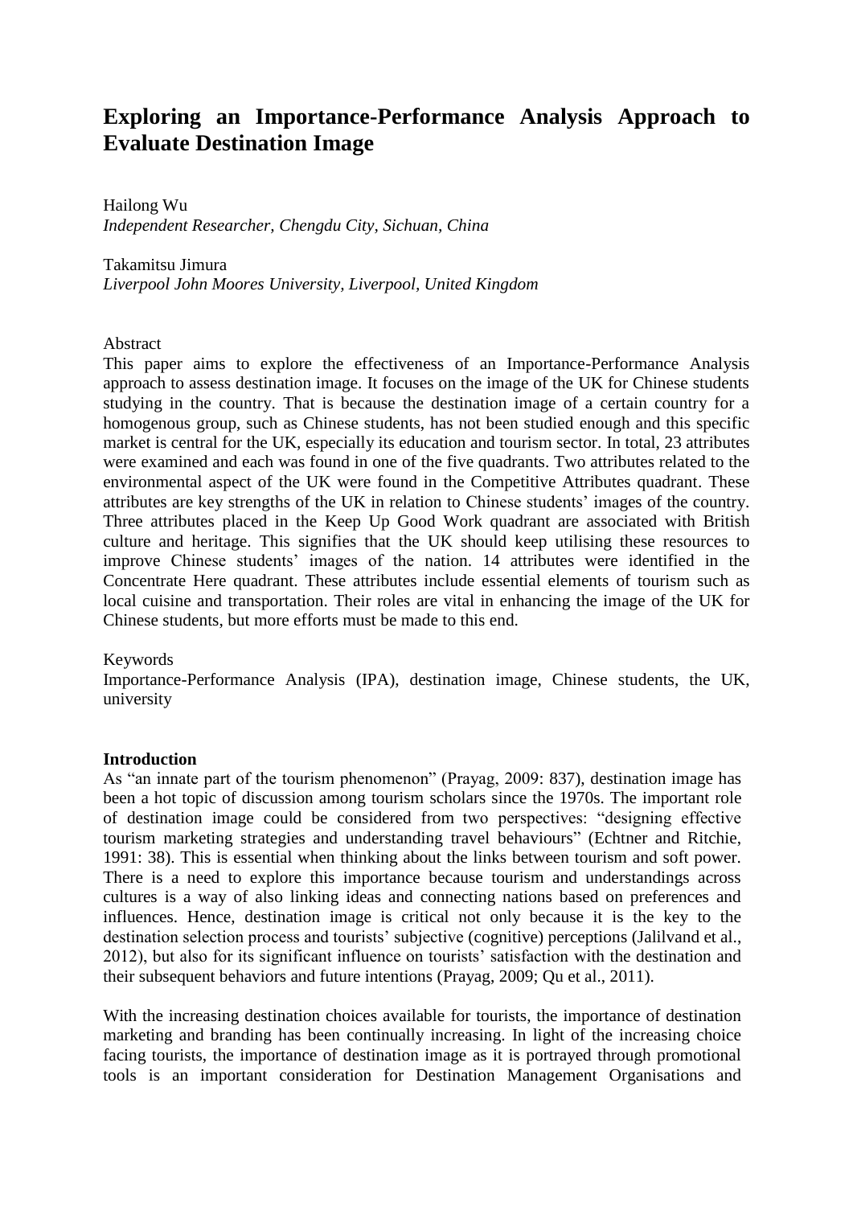# Exploring an Importance-Performance Analysis Approach to Evaluate Destination Image

Hailong Wu
*Independent Researcher, Chengdu City, Sichuan, China*

Takamitsu Jimura
*Liverpool John Moores University, Liverpool, United Kingdom*

Abstract

This paper aims to explore the effectiveness of an Importance-Performance Analysis approach to assess destination image. It focuses on the image of the UK for Chinese students studying in the country. That is because the destination image of a certain country for a homogenous group, such as Chinese students, has not been studied enough and this specific market is central for the UK, especially its education and tourism sector. In total, 23 attributes were examined and each was found in one of the five quadrants. Two attributes related to the environmental aspect of the UK were found in the Competitive Attributes quadrant. These attributes are key strengths of the UK in relation to Chinese students' images of the country. Three attributes placed in the Keep Up Good Work quadrant are associated with British culture and heritage. This signifies that the UK should keep utilising these resources to improve Chinese students' images of the nation. 14 attributes were identified in the Concentrate Here quadrant. These attributes include essential elements of tourism such as local cuisine and transportation. Their roles are vital in enhancing the image of the UK for Chinese students, but more efforts must be made to this end.

Keywords

Importance-Performance Analysis (IPA), destination image, Chinese students, the UK, university

**Introduction**

As "an innate part of the tourism phenomenon" (Prayag, 2009: 837), destination image has been a hot topic of discussion among tourism scholars since the 1970s. The important role of destination image could be considered from two perspectives: "designing effective tourism marketing strategies and understanding travel behaviours" (Echtner and Ritchie, 1991: 38). This is essential when thinking about the links between tourism and soft power. There is a need to explore this importance because tourism and understandings across cultures is a way of also linking ideas and connecting nations based on preferences and influences. Hence, destination image is critical not only because it is the key to the destination selection process and tourists' subjective (cognitive) perceptions (Jalilvand et al., 2012), but also for its significant influence on tourists' satisfaction with the destination and their subsequent behaviors and future intentions (Prayag, 2009; Qu et al., 2011).

With the increasing destination choices available for tourists, the importance of destination marketing and branding has been continually increasing. In light of the increasing choice facing tourists, the importance of destination image as it is portrayed through promotional tools is an important consideration for Destination Management Organisations and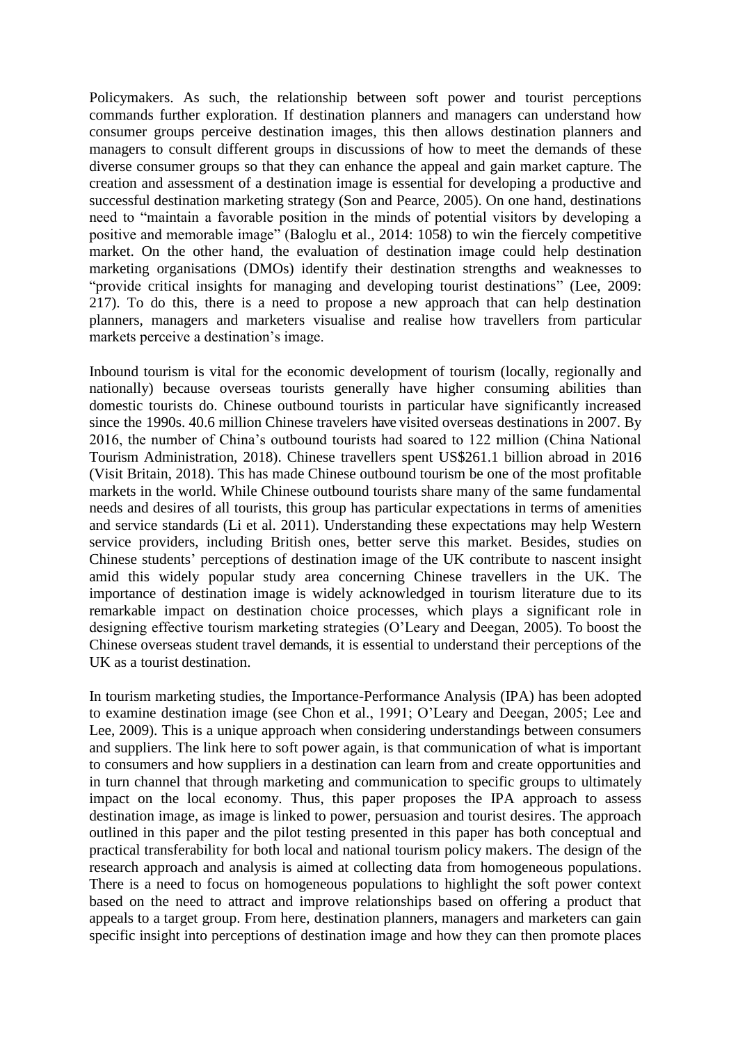Policymakers. As such, the relationship between soft power and tourist perceptions commands further exploration. If destination planners and managers can understand how consumer groups perceive destination images, this then allows destination planners and managers to consult different groups in discussions of how to meet the demands of these diverse consumer groups so that they can enhance the appeal and gain market capture. The creation and assessment of a destination image is essential for developing a productive and successful destination marketing strategy (Son and Pearce, 2005). On one hand, destinations need to "maintain a favorable position in the minds of potential visitors by developing a positive and memorable image" (Baloglu et al., 2014: 1058) to win the fiercely competitive market. On the other hand, the evaluation of destination image could help destination marketing organisations (DMOs) identify their destination strengths and weaknesses to "provide critical insights for managing and developing tourist destinations" (Lee, 2009: 217). To do this, there is a need to propose a new approach that can help destination planners, managers and marketers visualise and realise how travellers from particular markets perceive a destination's image.

Inbound tourism is vital for the economic development of tourism (locally, regionally and nationally) because overseas tourists generally have higher consuming abilities than domestic tourists do. Chinese outbound tourists in particular have significantly increased since the 1990s. 40.6 million Chinese travelers have visited overseas destinations in 2007. By 2016, the number of China's outbound tourists had soared to 122 million (China National Tourism Administration, 2018). Chinese travellers spent US$261.1 billion abroad in 2016 (Visit Britain, 2018). This has made Chinese outbound tourism be one of the most profitable markets in the world. While Chinese outbound tourists share many of the same fundamental needs and desires of all tourists, this group has particular expectations in terms of amenities and service standards (Li et al. 2011). Understanding these expectations may help Western service providers, including British ones, better serve this market. Besides, studies on Chinese students' perceptions of destination image of the UK contribute to nascent insight amid this widely popular study area concerning Chinese travellers in the UK. The importance of destination image is widely acknowledged in tourism literature due to its remarkable impact on destination choice processes, which plays a significant role in designing effective tourism marketing strategies (O'Leary and Deegan, 2005). To boost the Chinese overseas student travel demands, it is essential to understand their perceptions of the UK as a tourist destination.

In tourism marketing studies, the Importance-Performance Analysis (IPA) has been adopted to examine destination image (see Chon et al., 1991; O'Leary and Deegan, 2005; Lee and Lee, 2009). This is a unique approach when considering understandings between consumers and suppliers. The link here to soft power again, is that communication of what is important to consumers and how suppliers in a destination can learn from and create opportunities and in turn channel that through marketing and communication to specific groups to ultimately impact on the local economy. Thus, this paper proposes the IPA approach to assess destination image, as image is linked to power, persuasion and tourist desires. The approach outlined in this paper and the pilot testing presented in this paper has both conceptual and practical transferability for both local and national tourism policy makers. The design of the research approach and analysis is aimed at collecting data from homogeneous populations. There is a need to focus on homogeneous populations to highlight the soft power context based on the need to attract and improve relationships based on offering a product that appeals to a target group. From here, destination planners, managers and marketers can gain specific insight into perceptions of destination image and how they can then promote places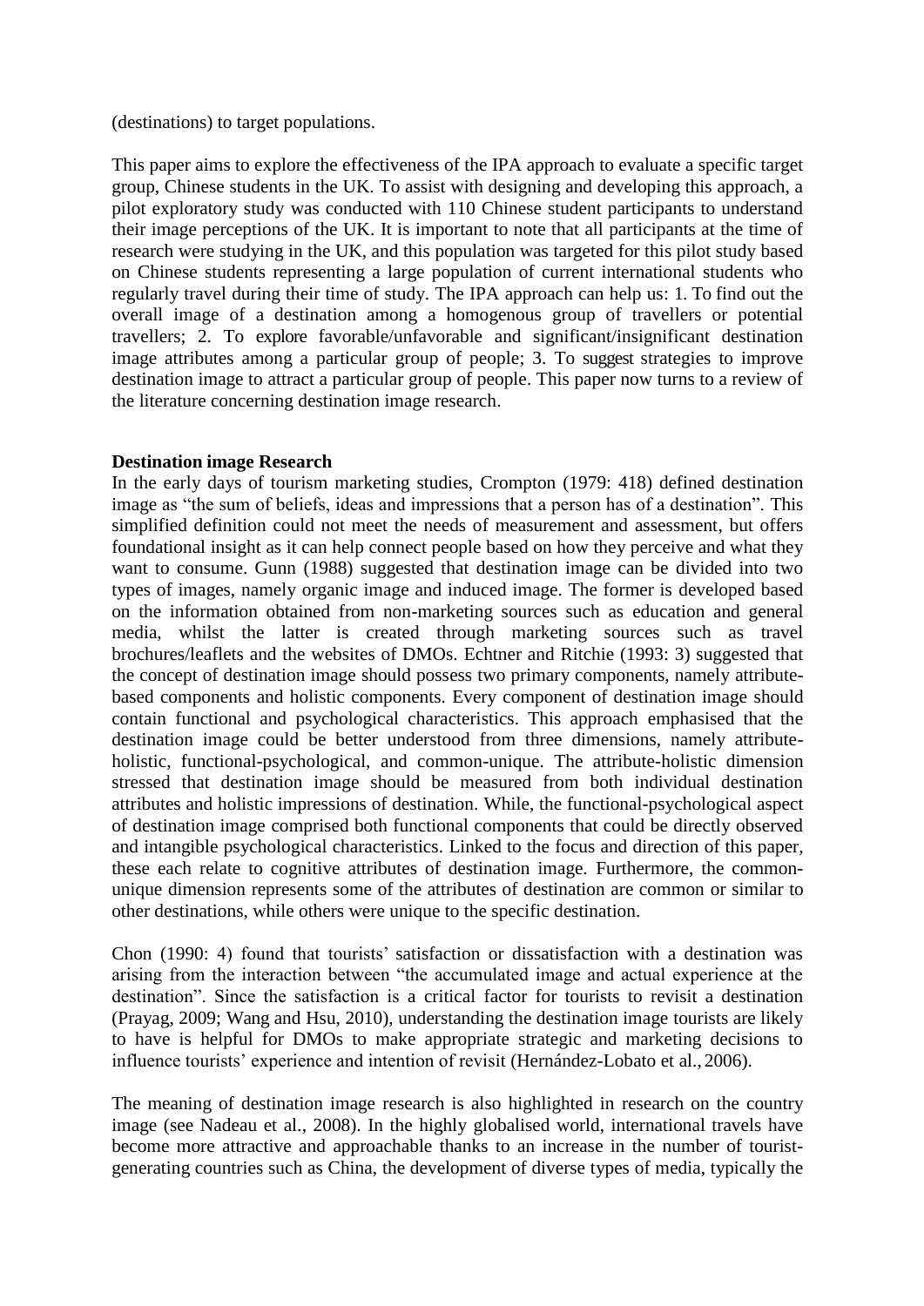(destinations) to target populations.

This paper aims to explore the effectiveness of the IPA approach to evaluate a specific target group, Chinese students in the UK. To assist with designing and developing this approach, a pilot exploratory study was conducted with 110 Chinese student participants to understand their image perceptions of the UK. It is important to note that all participants at the time of research were studying in the UK, and this population was targeted for this pilot study based on Chinese students representing a large population of current international students who regularly travel during their time of study. The IPA approach can help us: 1. To find out the overall image of a destination among a homogenous group of travellers or potential travellers; 2. To explore favorable/unfavorable and significant/insignificant destination image attributes among a particular group of people; 3. To suggest strategies to improve destination image to attract a particular group of people. This paper now turns to a review of the literature concerning destination image research.

**Destination image Research**

In the early days of tourism marketing studies, Crompton (1979: 418) defined destination image as "the sum of beliefs, ideas and impressions that a person has of a destination". This simplified definition could not meet the needs of measurement and assessment, but offers foundational insight as it can help connect people based on how they perceive and what they want to consume. Gunn (1988) suggested that destination image can be divided into two types of images, namely organic image and induced image. The former is developed based on the information obtained from non-marketing sources such as education and general media, whilst the latter is created through marketing sources such as travel brochures/leaflets and the websites of DMOs. Echtner and Ritchie (1993: 3) suggested that the concept of destination image should possess two primary components, namely attribute-based components and holistic components. Every component of destination image should contain functional and psychological characteristics. This approach emphasised that the destination image could be better understood from three dimensions, namely attribute-holistic, functional-psychological, and common-unique. The attribute-holistic dimension stressed that destination image should be measured from both individual destination attributes and holistic impressions of destination. While, the functional-psychological aspect of destination image comprised both functional components that could be directly observed and intangible psychological characteristics. Linked to the focus and direction of this paper, these each relate to cognitive attributes of destination image. Furthermore, the common-unique dimension represents some of the attributes of destination are common or similar to other destinations, while others were unique to the specific destination.

Chon (1990: 4) found that tourists' satisfaction or dissatisfaction with a destination was arising from the interaction between "the accumulated image and actual experience at the destination". Since the satisfaction is a critical factor for tourists to revisit a destination (Prayag, 2009; Wang and Hsu, 2010), understanding the destination image tourists are likely to have is helpful for DMOs to make appropriate strategic and marketing decisions to influence tourists' experience and intention of revisit (Hernández-Lobato et al., 2006).

The meaning of destination image research is also highlighted in research on the country image (see Nadeau et al., 2008). In the highly globalised world, international travels have become more attractive and approachable thanks to an increase in the number of tourist-generating countries such as China, the development of diverse types of media, typically the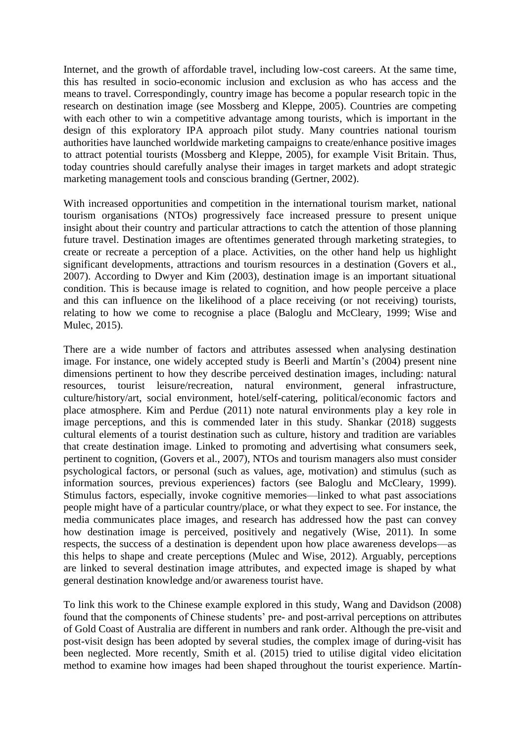Internet, and the growth of affordable travel, including low-cost careers. At the same time, this has resulted in socio-economic inclusion and exclusion as who has access and the means to travel. Correspondingly, country image has become a popular research topic in the research on destination image (see Mossberg and Kleppe, 2005). Countries are competing with each other to win a competitive advantage among tourists, which is important in the design of this exploratory IPA approach pilot study. Many countries national tourism authorities have launched worldwide marketing campaigns to create/enhance positive images to attract potential tourists (Mossberg and Kleppe, 2005), for example Visit Britain. Thus, today countries should carefully analyse their images in target markets and adopt strategic marketing management tools and conscious branding (Gertner, 2002).

With increased opportunities and competition in the international tourism market, national tourism organisations (NTOs) progressively face increased pressure to present unique insight about their country and particular attractions to catch the attention of those planning future travel. Destination images are oftentimes generated through marketing strategies, to create or recreate a perception of a place. Activities, on the other hand help us highlight significant developments, attractions and tourism resources in a destination (Govers et al., 2007). According to Dwyer and Kim (2003), destination image is an important situational condition. This is because image is related to cognition, and how people perceive a place and this can influence on the likelihood of a place receiving (or not receiving) tourists, relating to how we come to recognise a place (Baloglu and McCleary, 1999; Wise and Mulec, 2015).

There are a wide number of factors and attributes assessed when analysing destination image. For instance, one widely accepted study is Beerli and Martín's (2004) present nine dimensions pertinent to how they describe perceived destination images, including: natural resources, tourist leisure/recreation, natural environment, general infrastructure, culture/history/art, social environment, hotel/self-catering, political/economic factors and place atmosphere. Kim and Perdue (2011) note natural environments play a key role in image perceptions, and this is commended later in this study. Shankar (2018) suggests cultural elements of a tourist destination such as culture, history and tradition are variables that create destination image. Linked to promoting and advertising what consumers seek, pertinent to cognition, (Govers et al., 2007), NTOs and tourism managers also must consider psychological factors, or personal (such as values, age, motivation) and stimulus (such as information sources, previous experiences) factors (see Baloglu and McCleary, 1999). Stimulus factors, especially, invoke cognitive memories—linked to what past associations people might have of a particular country/place, or what they expect to see. For instance, the media communicates place images, and research has addressed how the past can convey how destination image is perceived, positively and negatively (Wise, 2011). In some respects, the success of a destination is dependent upon how place awareness develops—as this helps to shape and create perceptions (Mulec and Wise, 2012). Arguably, perceptions are linked to several destination image attributes, and expected image is shaped by what general destination knowledge and/or awareness tourist have.

To link this work to the Chinese example explored in this study, Wang and Davidson (2008) found that the components of Chinese students' pre- and post-arrival perceptions on attributes of Gold Coast of Australia are different in numbers and rank order. Although the pre-visit and post-visit design has been adopted by several studies, the complex image of during-visit has been neglected. More recently, Smith et al. (2015) tried to utilise digital video elicitation method to examine how images had been shaped throughout the tourist experience. Martín-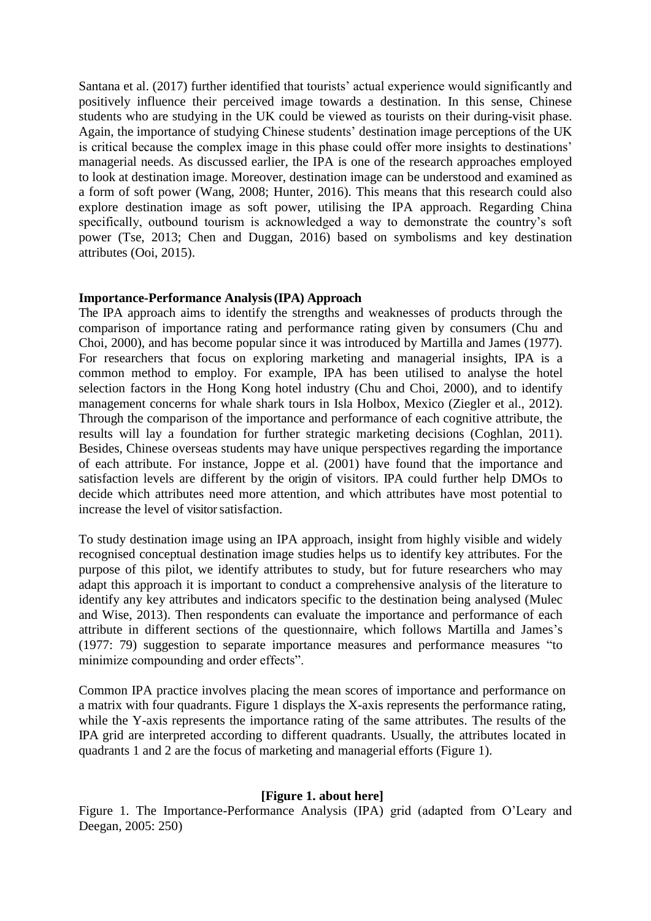Santana et al. (2017) further identified that tourists' actual experience would significantly and positively influence their perceived image towards a destination. In this sense, Chinese students who are studying in the UK could be viewed as tourists on their during-visit phase. Again, the importance of studying Chinese students' destination image perceptions of the UK is critical because the complex image in this phase could offer more insights to destinations' managerial needs. As discussed earlier, the IPA is one of the research approaches employed to look at destination image. Moreover, destination image can be understood and examined as a form of soft power (Wang, 2008; Hunter, 2016). This means that this research could also explore destination image as soft power, utilising the IPA approach. Regarding China specifically, outbound tourism is acknowledged a way to demonstrate the country's soft power (Tse, 2013; Chen and Duggan, 2016) based on symbolisms and key destination attributes (Ooi, 2015).

**Importance-Performance Analysis (IPA) Approach**

The IPA approach aims to identify the strengths and weaknesses of products through the comparison of importance rating and performance rating given by consumers (Chu and Choi, 2000), and has become popular since it was introduced by Martilla and James (1977). For researchers that focus on exploring marketing and managerial insights, IPA is a common method to employ. For example, IPA has been utilised to analyse the hotel selection factors in the Hong Kong hotel industry (Chu and Choi, 2000), and to identify management concerns for whale shark tours in Isla Holbox, Mexico (Ziegler et al., 2012). Through the comparison of the importance and performance of each cognitive attribute, the results will lay a foundation for further strategic marketing decisions (Coghlan, 2011). Besides, Chinese overseas students may have unique perspectives regarding the importance of each attribute. For instance, Joppe et al. (2001) have found that the importance and satisfaction levels are different by the origin of visitors. IPA could further help DMOs to decide which attributes need more attention, and which attributes have most potential to increase the level of visitor satisfaction.

To study destination image using an IPA approach, insight from highly visible and widely recognised conceptual destination image studies helps us to identify key attributes. For the purpose of this pilot, we identify attributes to study, but for future researchers who may adapt this approach it is important to conduct a comprehensive analysis of the literature to identify any key attributes and indicators specific to the destination being analysed (Mulec and Wise, 2013). Then respondents can evaluate the importance and performance of each attribute in different sections of the questionnaire, which follows Martilla and James's (1977: 79) suggestion to separate importance measures and performance measures "to minimize compounding and order effects".

Common IPA practice involves placing the mean scores of importance and performance on a matrix with four quadrants. Figure 1 displays the X-axis represents the performance rating, while the Y-axis represents the importance rating of the same attributes. The results of the IPA grid are interpreted according to different quadrants. Usually, the attributes located in quadrants 1 and 2 are the focus of marketing and managerial efforts (Figure 1).

**[Figure 1. about here]**

Figure 1. The Importance-Performance Analysis (IPA) grid (adapted from O'Leary and Deegan, 2005: 250)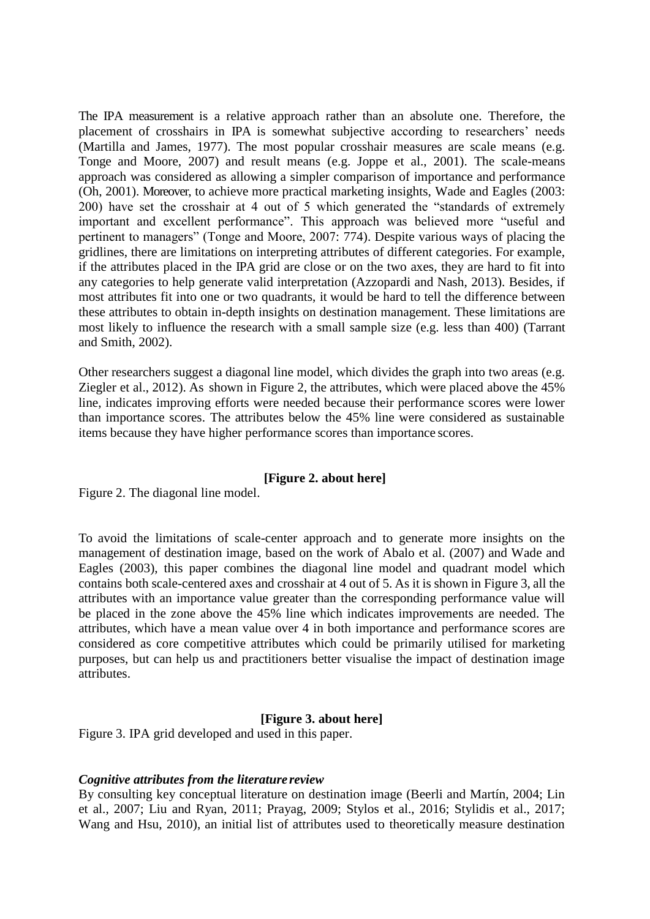The IPA measurement is a relative approach rather than an absolute one. Therefore, the placement of crosshairs in IPA is somewhat subjective according to researchers' needs (Martilla and James, 1977). The most popular crosshair measures are scale means (e.g. Tonge and Moore, 2007) and result means (e.g. Joppe et al., 2001). The scale-means approach was considered as allowing a simpler comparison of importance and performance (Oh, 2001). Moreover, to achieve more practical marketing insights, Wade and Eagles (2003: 200) have set the crosshair at 4 out of 5 which generated the "standards of extremely important and excellent performance". This approach was believed more "useful and pertinent to managers" (Tonge and Moore, 2007: 774). Despite various ways of placing the gridlines, there are limitations on interpreting attributes of different categories. For example, if the attributes placed in the IPA grid are close or on the two axes, they are hard to fit into any categories to help generate valid interpretation (Azzopardi and Nash, 2013). Besides, if most attributes fit into one or two quadrants, it would be hard to tell the difference between these attributes to obtain in-depth insights on destination management. These limitations are most likely to influence the research with a small sample size (e.g. less than 400) (Tarrant and Smith, 2002).

Other researchers suggest a diagonal line model, which divides the graph into two areas (e.g. Ziegler et al., 2012). As shown in Figure 2, the attributes, which were placed above the 45% line, indicates improving efforts were needed because their performance scores were lower than importance scores. The attributes below the 45% line were considered as sustainable items because they have higher performance scores than importance scores.

**[Figure 2. about here]**

Figure 2. The diagonal line model.

To avoid the limitations of scale-center approach and to generate more insights on the management of destination image, based on the work of Abalo et al. (2007) and Wade and Eagles (2003), this paper combines the diagonal line model and quadrant model which contains both scale-centered axes and crosshair at 4 out of 5. As it is shown in Figure 3, all the attributes with an importance value greater than the corresponding performance value will be placed in the zone above the 45% line which indicates improvements are needed. The attributes, which have a mean value over 4 in both importance and performance scores are considered as core competitive attributes which could be primarily utilised for marketing purposes, but can help us and practitioners better visualise the impact of destination image attributes.

**[Figure 3. about here]**

Figure 3. IPA grid developed and used in this paper.

***Cognitive attributes from the literature review***

By consulting key conceptual literature on destination image (Beerli and Martín, 2004; Lin et al., 2007; Liu and Ryan, 2011; Prayag, 2009; Stylos et al., 2016; Stylidis et al., 2017; Wang and Hsu, 2010), an initial list of attributes used to theoretically measure destination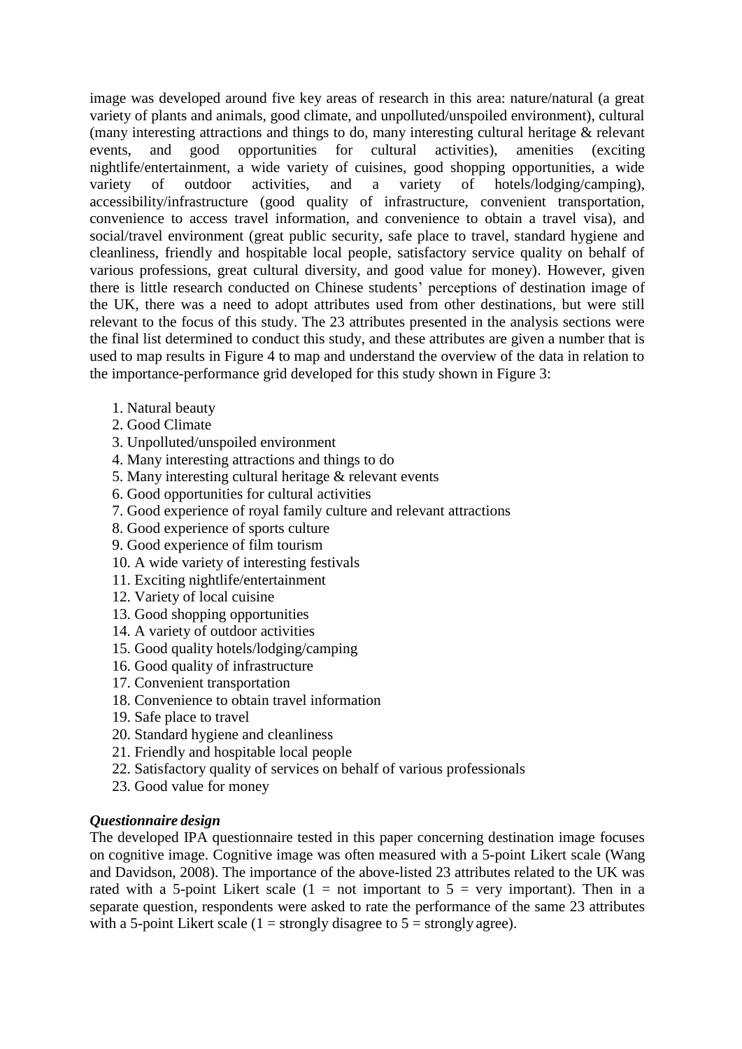image was developed around five key areas of research in this area: nature/natural (a great variety of plants and animals, good climate, and unpolluted/unspoiled environment), cultural (many interesting attractions and things to do, many interesting cultural heritage & relevant events, and good opportunities for cultural activities), amenities (exciting nightlife/entertainment, a wide variety of cuisines, good shopping opportunities, a wide variety of outdoor activities, and a variety of hotels/lodging/camping), accessibility/infrastructure (good quality of infrastructure, convenient transportation, convenience to access travel information, and convenience to obtain a travel visa), and social/travel environment (great public security, safe place to travel, standard hygiene and cleanliness, friendly and hospitable local people, satisfactory service quality on behalf of various professions, great cultural diversity, and good value for money). However, given there is little research conducted on Chinese students' perceptions of destination image of the UK, there was a need to adopt attributes used from other destinations, but were still relevant to the focus of this study. The 23 attributes presented in the analysis sections were the final list determined to conduct this study, and these attributes are given a number that is used to map results in Figure 4 to map and understand the overview of the data in relation to the importance-performance grid developed for this study shown in Figure 3:

1. Natural beauty
2. Good Climate
3. Unpolluted/unspoiled environment
4. Many interesting attractions and things to do
5. Many interesting cultural heritage & relevant events
6. Good opportunities for cultural activities
7. Good experience of royal family culture and relevant attractions
8. Good experience of sports culture
9. Good experience of film tourism
10. A wide variety of interesting festivals
11. Exciting nightlife/entertainment
12. Variety of local cuisine
13. Good shopping opportunities
14. A variety of outdoor activities
15. Good quality hotels/lodging/camping
16. Good quality of infrastructure
17. Convenient transportation
18. Convenience to obtain travel information
19. Safe place to travel
20. Standard hygiene and cleanliness
21. Friendly and hospitable local people
22. Satisfactory quality of services on behalf of various professionals
23. Good value for money

***Questionnaire design***

The developed IPA questionnaire tested in this paper concerning destination image focuses on cognitive image. Cognitive image was often measured with a 5-point Likert scale (Wang and Davidson, 2008). The importance of the above-listed 23 attributes related to the UK was rated with a 5-point Likert scale (1 = not important to 5 = very important). Then in a separate question, respondents were asked to rate the performance of the same 23 attributes with a 5-point Likert scale (1 = strongly disagree to 5 = strongly agree).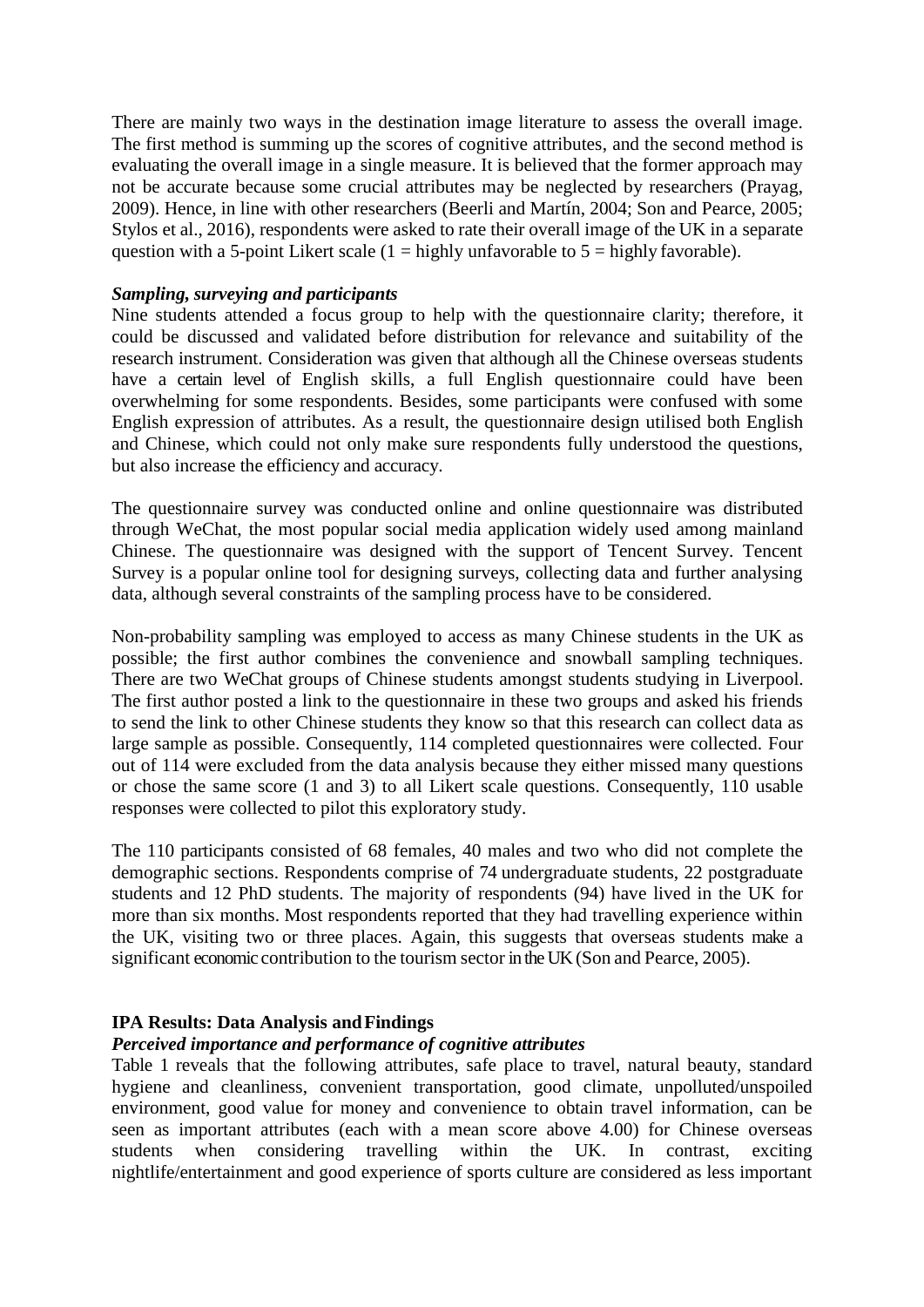There are mainly two ways in the destination image literature to assess the overall image. The first method is summing up the scores of cognitive attributes, and the second method is evaluating the overall image in a single measure. It is believed that the former approach may not be accurate because some crucial attributes may be neglected by researchers (Prayag, 2009). Hence, in line with other researchers (Beerli and Martín, 2004; Son and Pearce, 2005; Stylos et al., 2016), respondents were asked to rate their overall image of the UK in a separate question with a 5-point Likert scale (1 = highly unfavorable to 5 = highly favorable).

***Sampling, surveying and participants***

Nine students attended a focus group to help with the questionnaire clarity; therefore, it could be discussed and validated before distribution for relevance and suitability of the research instrument. Consideration was given that although all the Chinese overseas students have a certain level of English skills, a full English questionnaire could have been overwhelming for some respondents. Besides, some participants were confused with some English expression of attributes. As a result, the questionnaire design utilised both English and Chinese, which could not only make sure respondents fully understood the questions, but also increase the efficiency and accuracy.

The questionnaire survey was conducted online and online questionnaire was distributed through WeChat, the most popular social media application widely used among mainland Chinese. The questionnaire was designed with the support of Tencent Survey. Tencent Survey is a popular online tool for designing surveys, collecting data and further analysing data, although several constraints of the sampling process have to be considered.

Non-probability sampling was employed to access as many Chinese students in the UK as possible; the first author combines the convenience and snowball sampling techniques. There are two WeChat groups of Chinese students amongst students studying in Liverpool. The first author posted a link to the questionnaire in these two groups and asked his friends to send the link to other Chinese students they know so that this research can collect data as large sample as possible. Consequently, 114 completed questionnaires were collected. Four out of 114 were excluded from the data analysis because they either missed many questions or chose the same score (1 and 3) to all Likert scale questions. Consequently, 110 usable responses were collected to pilot this exploratory study.

The 110 participants consisted of 68 females, 40 males and two who did not complete the demographic sections. Respondents comprise of 74 undergraduate students, 22 postgraduate students and 12 PhD students. The majority of respondents (94) have lived in the UK for more than six months. Most respondents reported that they had travelling experience within the UK, visiting two or three places. Again, this suggests that overseas students make a significant economic contribution to the tourism sector in the UK (Son and Pearce, 2005).

**IPA Results: Data Analysis and Findings**

***Perceived importance and performance of cognitive attributes***

Table 1 reveals that the following attributes, safe place to travel, natural beauty, standard hygiene and cleanliness, convenient transportation, good climate, unpolluted/unspoiled environment, good value for money and convenience to obtain travel information, can be seen as important attributes (each with a mean score above 4.00) for Chinese overseas students when considering travelling within the UK. In contrast, exciting nightlife/entertainment and good experience of sports culture are considered as less important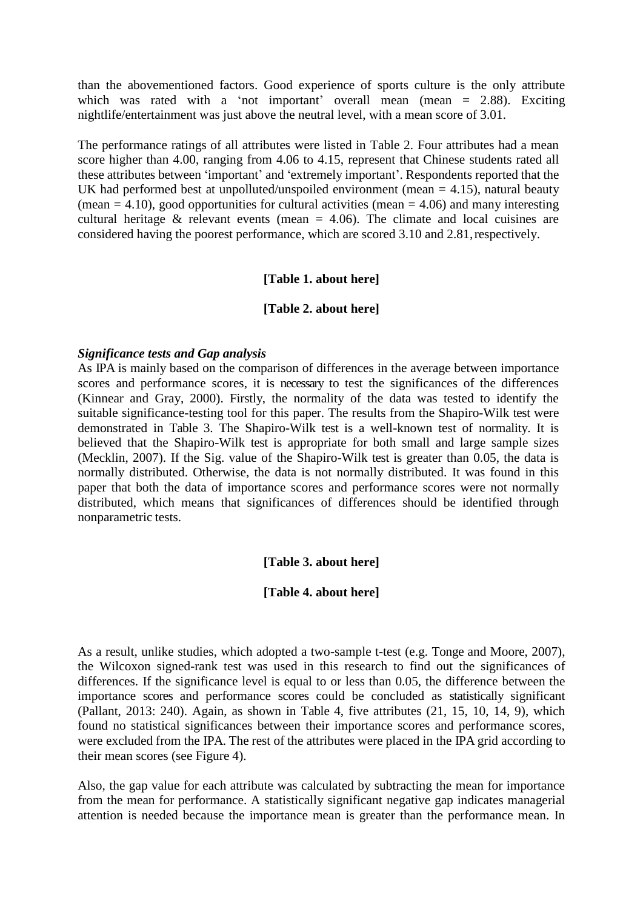than the abovementioned factors. Good experience of sports culture is the only attribute which was rated with a 'not important' overall mean (mean = 2.88). Exciting nightlife/entertainment was just above the neutral level, with a mean score of 3.01.

The performance ratings of all attributes were listed in Table 2. Four attributes had a mean score higher than 4.00, ranging from 4.06 to 4.15, represent that Chinese students rated all these attributes between 'important' and 'extremely important'. Respondents reported that the UK had performed best at unpolluted/unspoiled environment (mean = 4.15), natural beauty (mean = 4.10), good opportunities for cultural activities (mean = 4.06) and many interesting cultural heritage & relevant events (mean = 4.06). The climate and local cuisines are considered having the poorest performance, which are scored 3.10 and 2.81, respectively.

**[Table 1. about here]**

**[Table 2. about here]**

***Significance tests and Gap analysis***

As IPA is mainly based on the comparison of differences in the average between importance scores and performance scores, it is necessary to test the significances of the differences (Kinnear and Gray, 2000). Firstly, the normality of the data was tested to identify the suitable significance-testing tool for this paper. The results from the Shapiro-Wilk test were demonstrated in Table 3. The Shapiro-Wilk test is a well-known test of normality. It is believed that the Shapiro-Wilk test is appropriate for both small and large sample sizes (Mecklin, 2007). If the Sig. value of the Shapiro-Wilk test is greater than 0.05, the data is normally distributed. Otherwise, the data is not normally distributed. It was found in this paper that both the data of importance scores and performance scores were not normally distributed, which means that significances of differences should be identified through nonparametric tests.

**[Table 3. about here]**

**[Table 4. about here]**

As a result, unlike studies, which adopted a two-sample t-test (e.g. Tonge and Moore, 2007), the Wilcoxon signed-rank test was used in this research to find out the significances of differences. If the significance level is equal to or less than 0.05, the difference between the importance scores and performance scores could be concluded as statistically significant (Pallant, 2013: 240). Again, as shown in Table 4, five attributes (21, 15, 10, 14, 9), which found no statistical significances between their importance scores and performance scores, were excluded from the IPA. The rest of the attributes were placed in the IPA grid according to their mean scores (see Figure 4).

Also, the gap value for each attribute was calculated by subtracting the mean for importance from the mean for performance. A statistically significant negative gap indicates managerial attention is needed because the importance mean is greater than the performance mean. In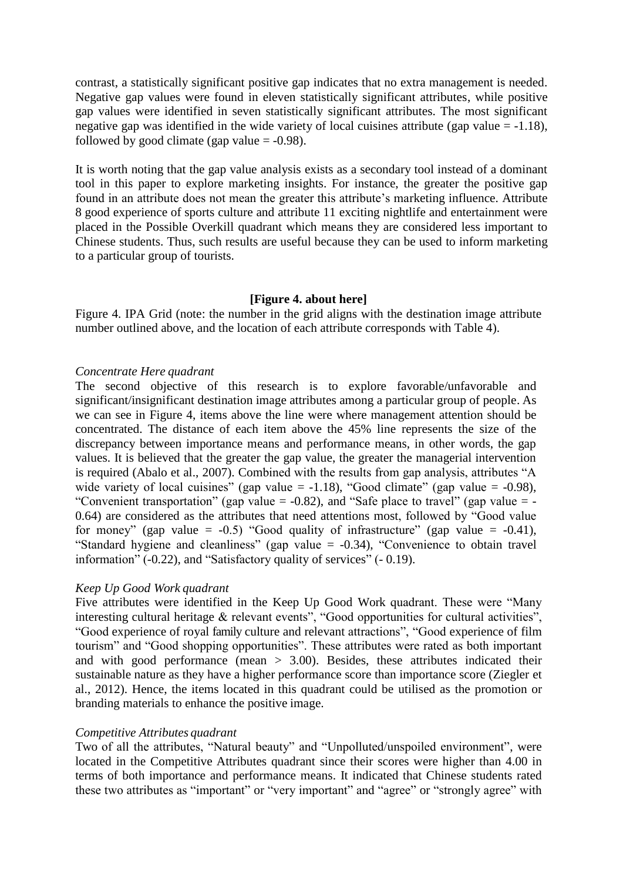contrast, a statistically significant positive gap indicates that no extra management is needed. Negative gap values were found in eleven statistically significant attributes, while positive gap values were identified in seven statistically significant attributes. The most significant negative gap was identified in the wide variety of local cuisines attribute (gap value = -1.18), followed by good climate (gap value = -0.98).

It is worth noting that the gap value analysis exists as a secondary tool instead of a dominant tool in this paper to explore marketing insights. For instance, the greater the positive gap found in an attribute does not mean the greater this attribute's marketing influence. Attribute 8 good experience of sports culture and attribute 11 exciting nightlife and entertainment were placed in the Possible Overkill quadrant which means they are considered less important to Chinese students. Thus, such results are useful because they can be used to inform marketing to a particular group of tourists.

**[Figure 4. about here]**

Figure 4. IPA Grid (note: the number in the grid aligns with the destination image attribute number outlined above, and the location of each attribute corresponds with Table 4).

*Concentrate Here quadrant*

The second objective of this research is to explore favorable/unfavorable and significant/insignificant destination image attributes among a particular group of people. As we can see in Figure 4, items above the line were where management attention should be concentrated. The distance of each item above the 45% line represents the size of the discrepancy between importance means and performance means, in other words, the gap values. It is believed that the greater the gap value, the greater the managerial intervention is required (Abalo et al., 2007). Combined with the results from gap analysis, attributes "A wide variety of local cuisines" (gap value = -1.18), "Good climate" (gap value = -0.98), "Convenient transportation" (gap value = -0.82), and "Safe place to travel" (gap value = -0.64) are considered as the attributes that need attentions most, followed by "Good value for money" (gap value = -0.5) "Good quality of infrastructure" (gap value = -0.41), "Standard hygiene and cleanliness" (gap value = -0.34), "Convenience to obtain travel information" (-0.22), and "Satisfactory quality of services" (- 0.19).

*Keep Up Good Work quadrant*

Five attributes were identified in the Keep Up Good Work quadrant. These were "Many interesting cultural heritage & relevant events", "Good opportunities for cultural activities", "Good experience of royal family culture and relevant attractions", "Good experience of film tourism" and "Good shopping opportunities". These attributes were rated as both important and with good performance (mean > 3.00). Besides, these attributes indicated their sustainable nature as they have a higher performance score than importance score (Ziegler et al., 2012). Hence, the items located in this quadrant could be utilised as the promotion or branding materials to enhance the positive image.

*Competitive Attributes quadrant*

Two of all the attributes, "Natural beauty" and "Unpolluted/unspoiled environment", were located in the Competitive Attributes quadrant since their scores were higher than 4.00 in terms of both importance and performance means. It indicated that Chinese students rated these two attributes as "important" or "very important" and "agree" or "strongly agree" with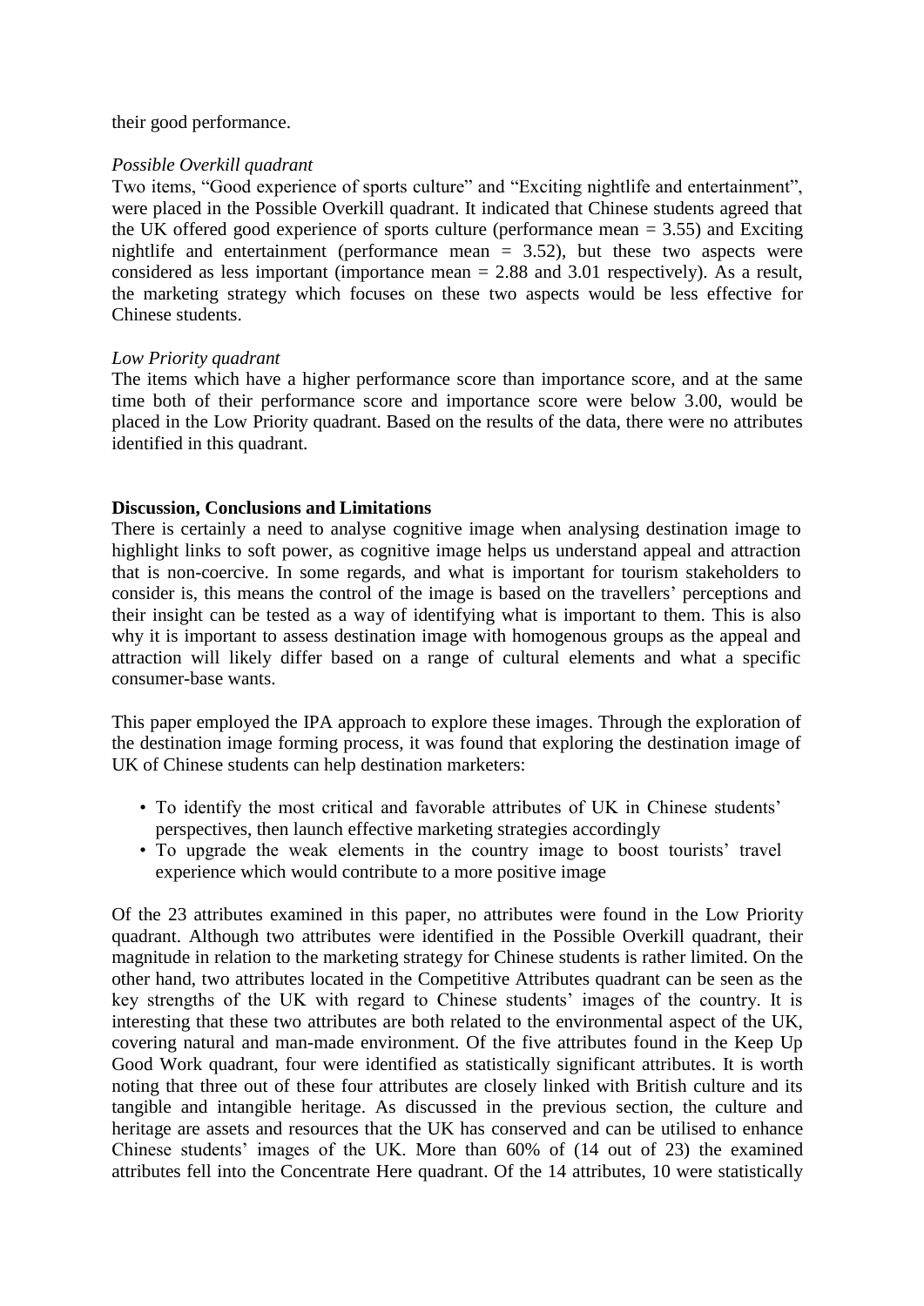their good performance.

*Possible Overkill quadrant*

Two items, "Good experience of sports culture" and "Exciting nightlife and entertainment", were placed in the Possible Overkill quadrant. It indicated that Chinese students agreed that the UK offered good experience of sports culture (performance mean = 3.55) and Exciting nightlife and entertainment (performance mean = 3.52), but these two aspects were considered as less important (importance mean = 2.88 and 3.01 respectively). As a result, the marketing strategy which focuses on these two aspects would be less effective for Chinese students.

*Low Priority quadrant*

The items which have a higher performance score than importance score, and at the same time both of their performance score and importance score were below 3.00, would be placed in the Low Priority quadrant. Based on the results of the data, there were no attributes identified in this quadrant.

**Discussion, Conclusions and Limitations**

There is certainly a need to analyse cognitive image when analysing destination image to highlight links to soft power, as cognitive image helps us understand appeal and attraction that is non-coercive. In some regards, and what is important for tourism stakeholders to consider is, this means the control of the image is based on the travellers' perceptions and their insight can be tested as a way of identifying what is important to them. This is also why it is important to assess destination image with homogenous groups as the appeal and attraction will likely differ based on a range of cultural elements and what a specific consumer-base wants.

This paper employed the IPA approach to explore these images. Through the exploration of the destination image forming process, it was found that exploring the destination image of UK of Chinese students can help destination marketers:

- To identify the most critical and favorable attributes of UK in Chinese students' perspectives, then launch effective marketing strategies accordingly
- To upgrade the weak elements in the country image to boost tourists' travel experience which would contribute to a more positive image

Of the 23 attributes examined in this paper, no attributes were found in the Low Priority quadrant. Although two attributes were identified in the Possible Overkill quadrant, their magnitude in relation to the marketing strategy for Chinese students is rather limited. On the other hand, two attributes located in the Competitive Attributes quadrant can be seen as the key strengths of the UK with regard to Chinese students' images of the country. It is interesting that these two attributes are both related to the environmental aspect of the UK, covering natural and man-made environment. Of the five attributes found in the Keep Up Good Work quadrant, four were identified as statistically significant attributes. It is worth noting that three out of these four attributes are closely linked with British culture and its tangible and intangible heritage. As discussed in the previous section, the culture and heritage are assets and resources that the UK has conserved and can be utilised to enhance Chinese students' images of the UK. More than 60% of (14 out of 23) the examined attributes fell into the Concentrate Here quadrant. Of the 14 attributes, 10 were statistically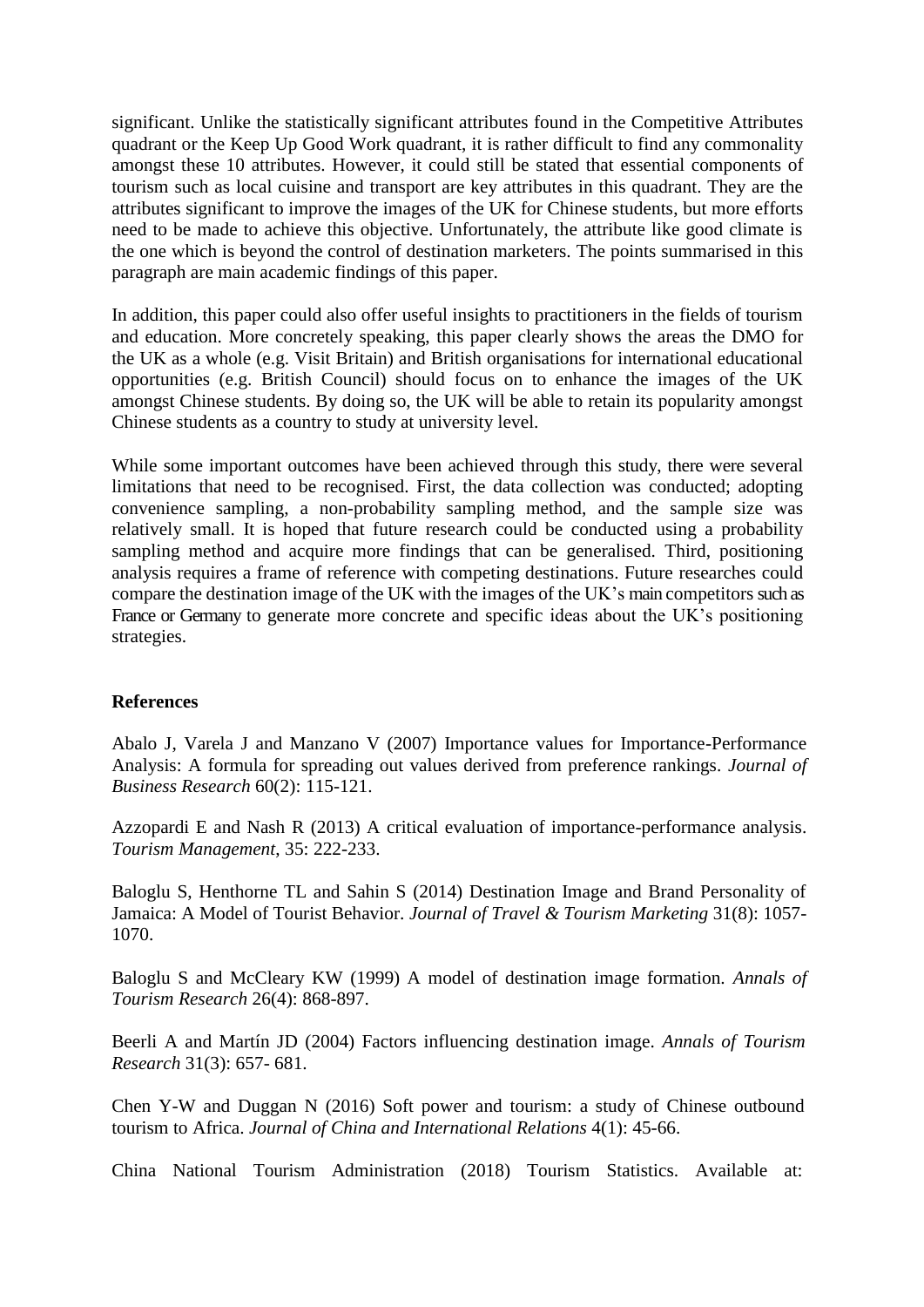significant. Unlike the statistically significant attributes found in the Competitive Attributes quadrant or the Keep Up Good Work quadrant, it is rather difficult to find any commonality amongst these 10 attributes. However, it could still be stated that essential components of tourism such as local cuisine and transport are key attributes in this quadrant. They are the attributes significant to improve the images of the UK for Chinese students, but more efforts need to be made to achieve this objective. Unfortunately, the attribute like good climate is the one which is beyond the control of destination marketers. The points summarised in this paragraph are main academic findings of this paper.

In addition, this paper could also offer useful insights to practitioners in the fields of tourism and education. More concretely speaking, this paper clearly shows the areas the DMO for the UK as a whole (e.g. Visit Britain) and British organisations for international educational opportunities (e.g. British Council) should focus on to enhance the images of the UK amongst Chinese students. By doing so, the UK will be able to retain its popularity amongst Chinese students as a country to study at university level.

While some important outcomes have been achieved through this study, there were several limitations that need to be recognised. First, the data collection was conducted; adopting convenience sampling, a non-probability sampling method, and the sample size was relatively small. It is hoped that future research could be conducted using a probability sampling method and acquire more findings that can be generalised. Third, positioning analysis requires a frame of reference with competing destinations. Future researches could compare the destination image of the UK with the images of the UK's main competitors such as France or Germany to generate more concrete and specific ideas about the UK's positioning strategies.

## References

Abalo J, Varela J and Manzano V (2007) Importance values for Importance-Performance Analysis: A formula for spreading out values derived from preference rankings. *Journal of Business Research* 60(2): 115-121.

Azzopardi E and Nash R (2013) A critical evaluation of importance-performance analysis. *Tourism Management*, 35: 222-233.

Baloglu S, Henthorne TL and Sahin S (2014) Destination Image and Brand Personality of Jamaica: A Model of Tourist Behavior. *Journal of Travel & Tourism Marketing* 31(8): 1057-1070.

Baloglu S and McCleary KW (1999) A model of destination image formation. *Annals of Tourism Research* 26(4): 868-897.

Beerli A and Martín JD (2004) Factors influencing destination image. *Annals of Tourism Research* 31(3): 657- 681.

Chen Y-W and Duggan N (2016) Soft power and tourism: a study of Chinese outbound tourism to Africa. *Journal of China and International Relations* 4(1): 45-66.

China National Tourism Administration (2018) Tourism Statistics. Available at: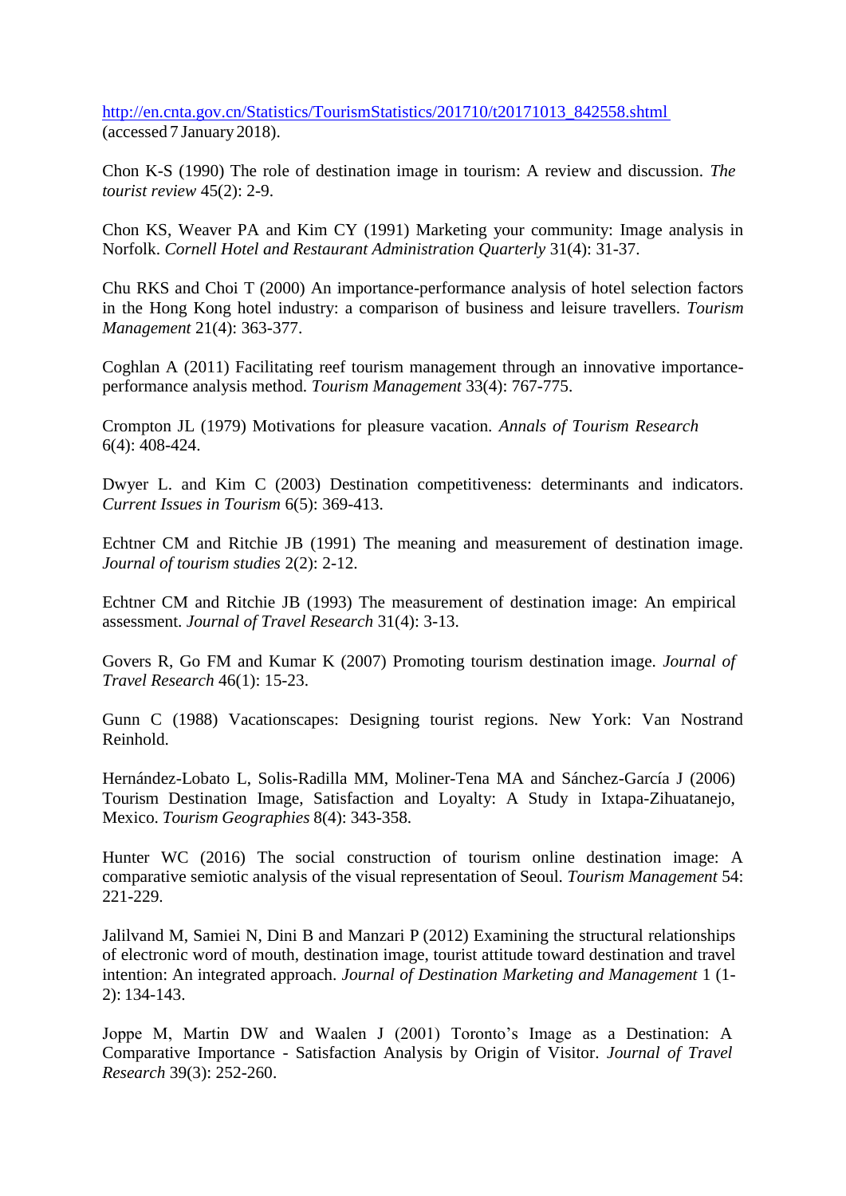http://en.cnta.gov.cn/Statistics/TourismStatistics/201710/t20171013_842558.shtml (accessed 7 January 2018).

Chon K-S (1990) The role of destination image in tourism: A review and discussion. *The tourist review* 45(2): 2-9.

Chon KS, Weaver PA and Kim CY (1991) Marketing your community: Image analysis in Norfolk. *Cornell Hotel and Restaurant Administration Quarterly* 31(4): 31-37.

Chu RKS and Choi T (2000) An importance-performance analysis of hotel selection factors in the Hong Kong hotel industry: a comparison of business and leisure travellers. *Tourism Management* 21(4): 363-377.

Coghlan A (2011) Facilitating reef tourism management through an innovative importance-performance analysis method. *Tourism Management* 33(4): 767-775.

Crompton JL (1979) Motivations for pleasure vacation. *Annals of Tourism Research* 6(4): 408-424.

Dwyer L. and Kim C (2003) Destination competitiveness: determinants and indicators. *Current Issues in Tourism* 6(5): 369-413.

Echtner CM and Ritchie JB (1991) The meaning and measurement of destination image. *Journal of tourism studies* 2(2): 2-12.

Echtner CM and Ritchie JB (1993) The measurement of destination image: An empirical assessment. *Journal of Travel Research* 31(4): 3-13.

Govers R, Go FM and Kumar K (2007) Promoting tourism destination image. *Journal of Travel Research* 46(1): 15-23.

Gunn C (1988) Vacationscapes: Designing tourist regions. New York: Van Nostrand Reinhold.

Hernández-Lobato L, Solis-Radilla MM, Moliner-Tena MA and Sánchez-García J (2006) Tourism Destination Image, Satisfaction and Loyalty: A Study in Ixtapa-Zihuatanejo, Mexico. *Tourism Geographies* 8(4): 343-358.

Hunter WC (2016) The social construction of tourism online destination image: A comparative semiotic analysis of the visual representation of Seoul. *Tourism Management* 54: 221-229.

Jalilvand M, Samiei N, Dini B and Manzari P (2012) Examining the structural relationships of electronic word of mouth, destination image, tourist attitude toward destination and travel intention: An integrated approach. *Journal of Destination Marketing and Management* 1 (1-2): 134-143.

Joppe M, Martin DW and Waalen J (2001) Toronto's Image as a Destination: A Comparative Importance - Satisfaction Analysis by Origin of Visitor. *Journal of Travel Research* 39(3): 252-260.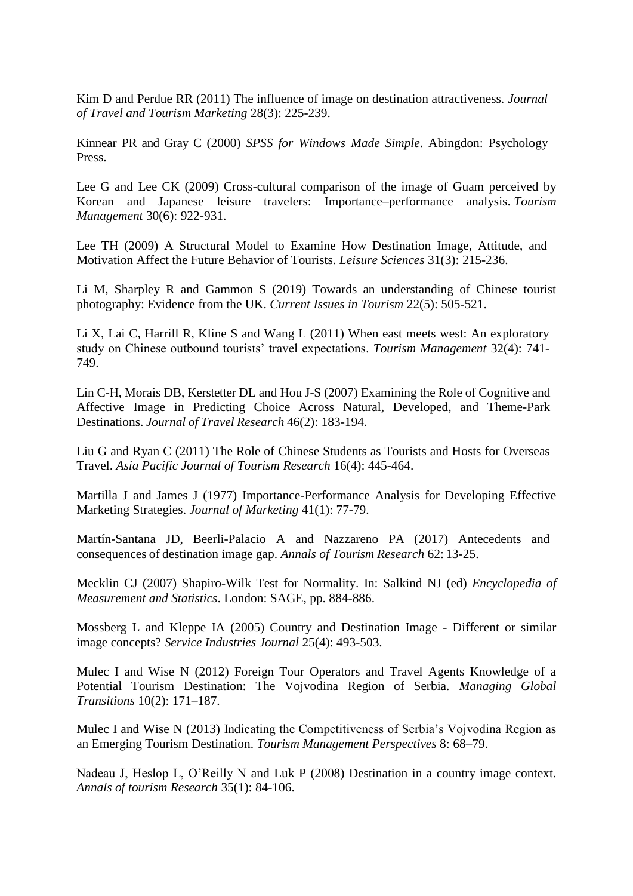Kim D and Perdue RR (2011) The influence of image on destination attractiveness. *Journal of Travel and Tourism Marketing* 28(3): 225-239.

Kinnear PR and Gray C (2000) *SPSS for Windows Made Simple*. Abingdon: Psychology Press.

Lee G and Lee CK (2009) Cross-cultural comparison of the image of Guam perceived by Korean and Japanese leisure travelers: Importance–performance analysis. *Tourism Management* 30(6): 922-931.

Lee TH (2009) A Structural Model to Examine How Destination Image, Attitude, and Motivation Affect the Future Behavior of Tourists. *Leisure Sciences* 31(3): 215-236.

Li M, Sharpley R and Gammon S (2019) Towards an understanding of Chinese tourist photography: Evidence from the UK. *Current Issues in Tourism* 22(5): 505-521.

Li X, Lai C, Harrill R, Kline S and Wang L (2011) When east meets west: An exploratory study on Chinese outbound tourists' travel expectations. *Tourism Management* 32(4): 741-749.

Lin C-H, Morais DB, Kerstetter DL and Hou J-S (2007) Examining the Role of Cognitive and Affective Image in Predicting Choice Across Natural, Developed, and Theme-Park Destinations. *Journal of Travel Research* 46(2): 183-194.

Liu G and Ryan C (2011) The Role of Chinese Students as Tourists and Hosts for Overseas Travel. *Asia Pacific Journal of Tourism Research* 16(4): 445-464.

Martilla J and James J (1977) Importance-Performance Analysis for Developing Effective Marketing Strategies. *Journal of Marketing* 41(1): 77-79.

Martín-Santana JD, Beerli-Palacio A and Nazzareno PA (2017) Antecedents and consequences of destination image gap. *Annals of Tourism Research* 62: 13-25.

Mecklin CJ (2007) Shapiro-Wilk Test for Normality. In: Salkind NJ (ed) *Encyclopedia of Measurement and Statistics*. London: SAGE, pp. 884-886.

Mossberg L and Kleppe IA (2005) Country and Destination Image - Different or similar image concepts? *Service Industries Journal* 25(4): 493-503.

Mulec I and Wise N (2012) Foreign Tour Operators and Travel Agents Knowledge of a Potential Tourism Destination: The Vojvodina Region of Serbia. *Managing Global Transitions* 10(2): 171–187.

Mulec I and Wise N (2013) Indicating the Competitiveness of Serbia's Vojvodina Region as an Emerging Tourism Destination. *Tourism Management Perspectives* 8: 68–79.

Nadeau J, Heslop L, O'Reilly N and Luk P (2008) Destination in a country image context. *Annals of tourism Research* 35(1): 84-106.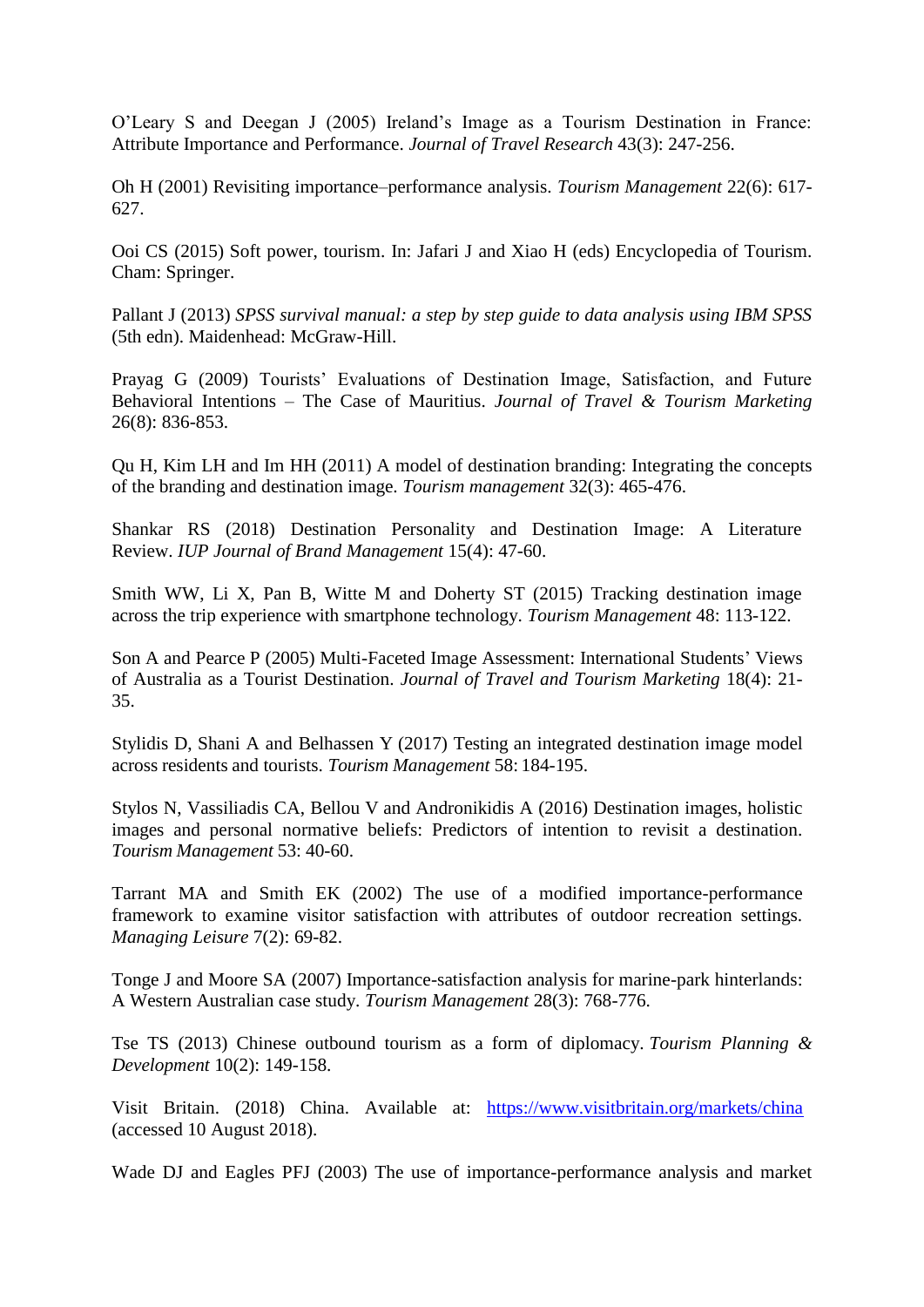O'Leary S and Deegan J (2005) Ireland's Image as a Tourism Destination in France: Attribute Importance and Performance. *Journal of Travel Research* 43(3): 247-256.

Oh H (2001) Revisiting importance–performance analysis. *Tourism Management* 22(6): 617-627.

Ooi CS (2015) Soft power, tourism. In: Jafari J and Xiao H (eds) Encyclopedia of Tourism. Cham: Springer.

Pallant J (2013) *SPSS survival manual: a step by step guide to data analysis using IBM SPSS* (5th edn). Maidenhead: McGraw-Hill.

Prayag G (2009) Tourists' Evaluations of Destination Image, Satisfaction, and Future Behavioral Intentions – The Case of Mauritius. *Journal of Travel & Tourism Marketing* 26(8): 836-853.

Qu H, Kim LH and Im HH (2011) A model of destination branding: Integrating the concepts of the branding and destination image. *Tourism management* 32(3): 465-476.

Shankar RS (2018) Destination Personality and Destination Image: A Literature Review. *IUP Journal of Brand Management* 15(4): 47-60.

Smith WW, Li X, Pan B, Witte M and Doherty ST (2015) Tracking destination image across the trip experience with smartphone technology. *Tourism Management* 48: 113-122.

Son A and Pearce P (2005) Multi-Faceted Image Assessment: International Students' Views of Australia as a Tourist Destination. *Journal of Travel and Tourism Marketing* 18(4): 21-35.

Stylidis D, Shani A and Belhassen Y (2017) Testing an integrated destination image model across residents and tourists. *Tourism Management* 58: 184-195.

Stylos N, Vassiliadis CA, Bellou V and Andronikidis A (2016) Destination images, holistic images and personal normative beliefs: Predictors of intention to revisit a destination. *Tourism Management* 53: 40-60.

Tarrant MA and Smith EK (2002) The use of a modified importance-performance framework to examine visitor satisfaction with attributes of outdoor recreation settings. *Managing Leisure* 7(2): 69-82.

Tonge J and Moore SA (2007) Importance-satisfaction analysis for marine-park hinterlands: A Western Australian case study. *Tourism Management* 28(3): 768-776.

Tse TS (2013) Chinese outbound tourism as a form of diplomacy. *Tourism Planning & Development* 10(2): 149-158.

Visit Britain. (2018) China. Available at: https://www.visitbritain.org/markets/china (accessed 10 August 2018).

Wade DJ and Eagles PFJ (2003) The use of importance-performance analysis and market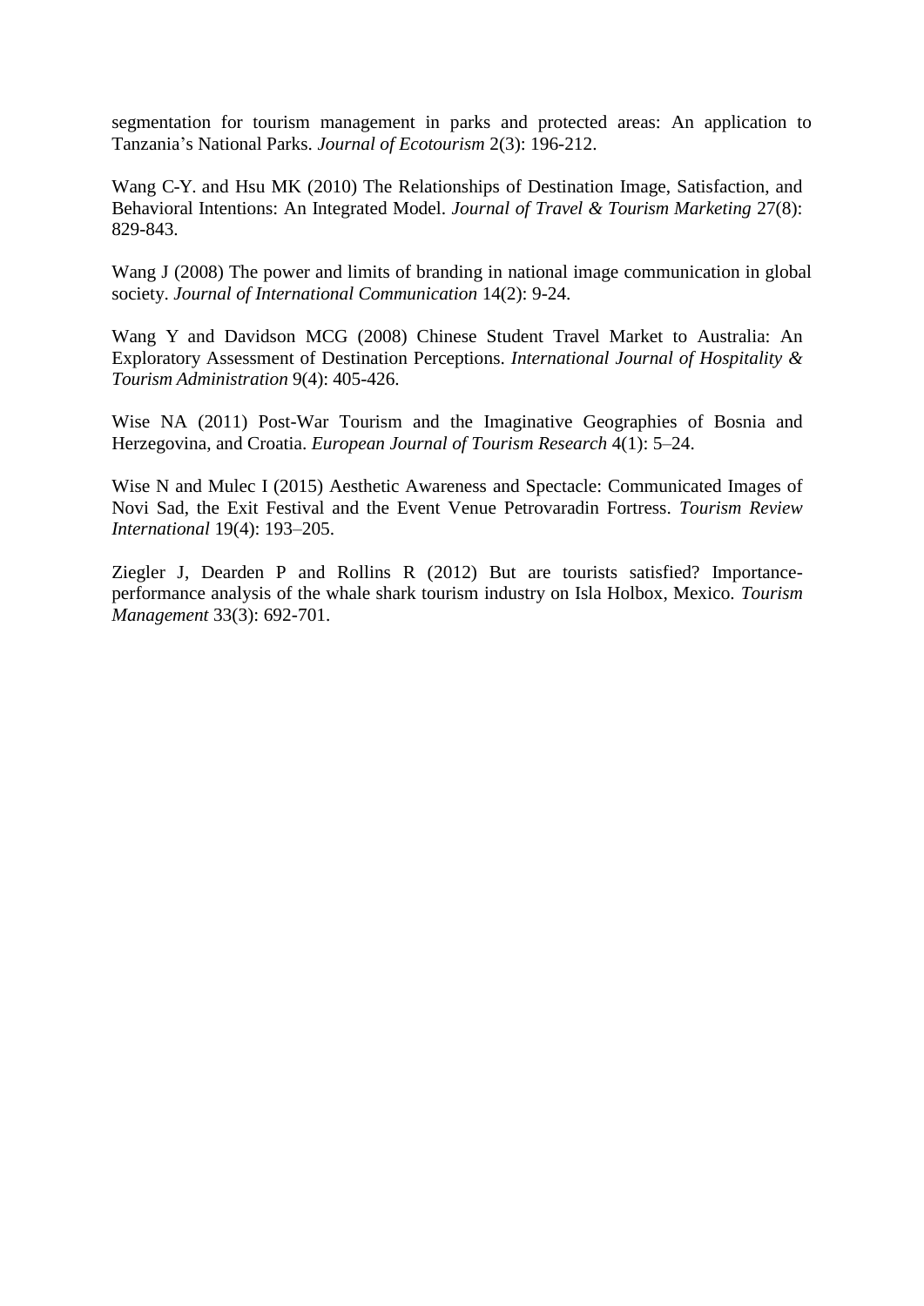segmentation for tourism management in parks and protected areas: An application to Tanzania's National Parks. *Journal of Ecotourism* 2(3): 196-212.

Wang C-Y. and Hsu MK (2010) The Relationships of Destination Image, Satisfaction, and Behavioral Intentions: An Integrated Model. *Journal of Travel & Tourism Marketing* 27(8): 829-843.

Wang J (2008) The power and limits of branding in national image communication in global society. *Journal of International Communication* 14(2): 9-24.

Wang Y and Davidson MCG (2008) Chinese Student Travel Market to Australia: An Exploratory Assessment of Destination Perceptions. *International Journal of Hospitality & Tourism Administration* 9(4): 405-426.

Wise NA (2011) Post-War Tourism and the Imaginative Geographies of Bosnia and Herzegovina, and Croatia. *European Journal of Tourism Research* 4(1): 5–24.

Wise N and Mulec I (2015) Aesthetic Awareness and Spectacle: Communicated Images of Novi Sad, the Exit Festival and the Event Venue Petrovaradin Fortress. *Tourism Review International* 19(4): 193–205.

Ziegler J, Dearden P and Rollins R (2012) But are tourists satisfied? Importance-performance analysis of the whale shark tourism industry on Isla Holbox, Mexico. *Tourism Management* 33(3): 692-701.